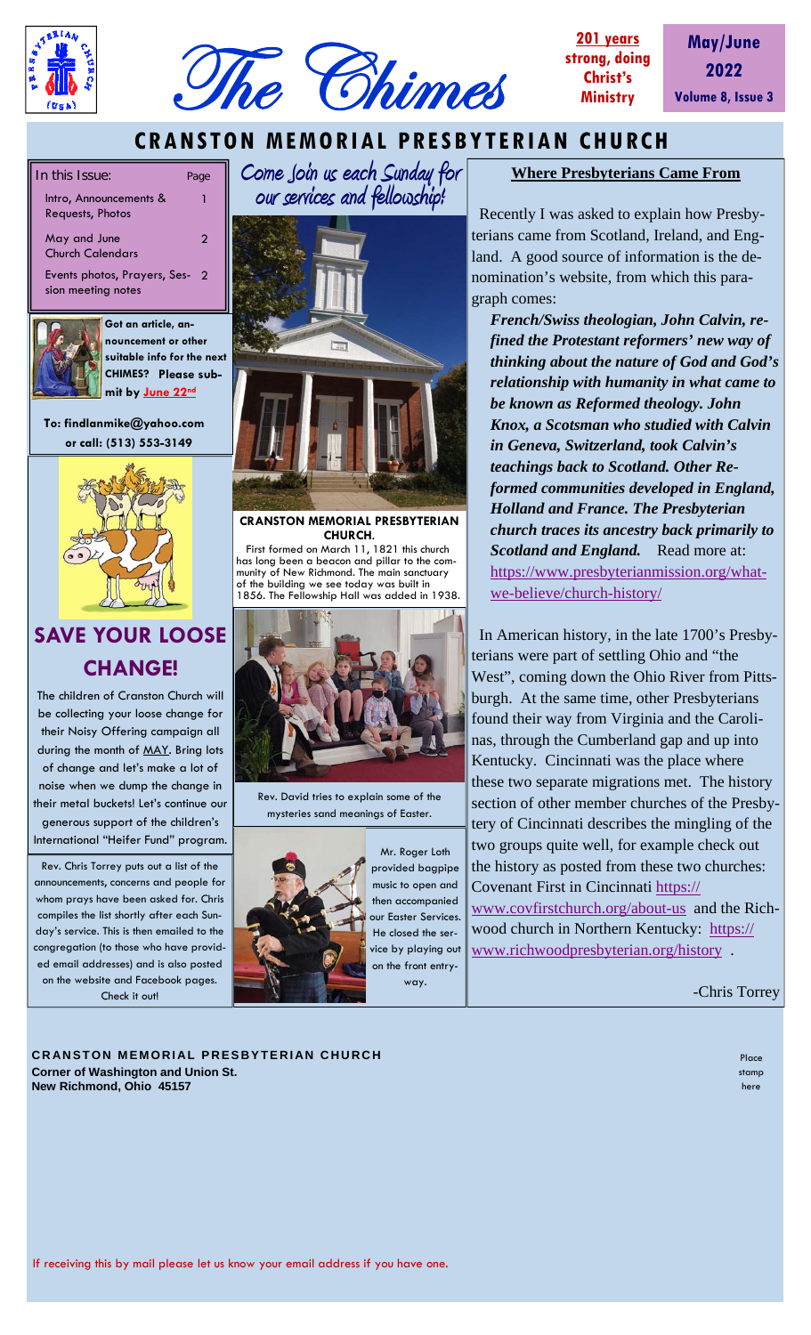# The Chimes

**201 years strong, doing Christ's Ministry**

**May/June 2022**
**Volume 8, Issue 3**

## CRANSTON MEMORIAL PRESBYTERIAN CHURCH

| In this Issue: | Page |
|---|---|
| Intro, Announcements & Requests, Photos | 1 |
| May and June Church Calendars | 2 |
| Events photos, Prayers, Session meeting notes | 2 |

**Got an article, announcement or other suitable info for the next CHIMES? Please submit by June 22nd**

**To: findlanmike@yahoo.com or call: (513) 553-3149**

## SAVE YOUR LOOSE CHANGE!

The children of Cranston Church will be collecting your loose change for their Noisy Offering campaign all during the month of MAY. Bring lots of change and let's make a lot of noise when we dump the change in their metal buckets! Let's continue our generous support of the children's International "Heifer Fund" program.

Rev. Chris Torrey puts out a list of the announcements, concerns and people for whom prays have been asked for. Chris compiles the list shortly after each Sunday's service. This is then emailed to the congregation (to those who have provided email addresses) and is also posted on the website and Facebook pages. Check it out!

Come Join us each Sunday for our services and fellowship!

**CRANSTON MEMORIAL PRESBYTERIAN CHURCH.**
First formed on March 11, 1821 this church has long been a beacon and pillar to the community of New Richmond. The main sanctuary of the building we see today was built in 1856. The Fellowship Hall was added in 1938.

Rev. David tries to explain some of the mysteries sand meanings of Easter.

Mr. Roger Loth provided bagpipe music to open and then accompanied our Easter Services. He closed the service by playing out on the front entryway.

### Where Presbyterians Came From

Recently I was asked to explain how Presbyterians came from Scotland, Ireland, and England. A good source of information is the denomination's website, from which this paragraph comes:

***French/Swiss theologian, John Calvin, refined the Protestant reformers' new way of thinking about the nature of God and God's relationship with humanity in what came to be known as Reformed theology. John Knox, a Scotsman who studied with Calvin in Geneva, Switzerland, took Calvin's teachings back to Scotland. Other Reformed communities developed in England, Holland and France. The Presbyterian church traces its ancestry back primarily to Scotland and England.*** Read more at: https://www.presbyterianmission.org/what-we-believe/church-history/

In American history, in the late 1700's Presbyterians were part of settling Ohio and "the West", coming down the Ohio River from Pittsburgh. At the same time, other Presbyterians found their way from Virginia and the Carolinas, through the Cumberland gap and up into Kentucky. Cincinnati was the place where these two separate migrations met. The history section of other member churches of the Presbytery of Cincinnati describes the mingling of the two groups quite well, for example check out the history as posted from these two churches: Covenant First in Cincinnati https://www.covfirstchurch.org/about-us and the Richwood church in Northern Kentucky: https://www.richwoodpresbyterian.org/history .

-Chris Torrey

**CRANSTON MEMORIAL PRESBYTERIAN CHURCH**
**Corner of Washington and Union St.**
**New Richmond, Ohio 45157**

Place stamp here

If receiving this by mail please let us know your email address if you have one.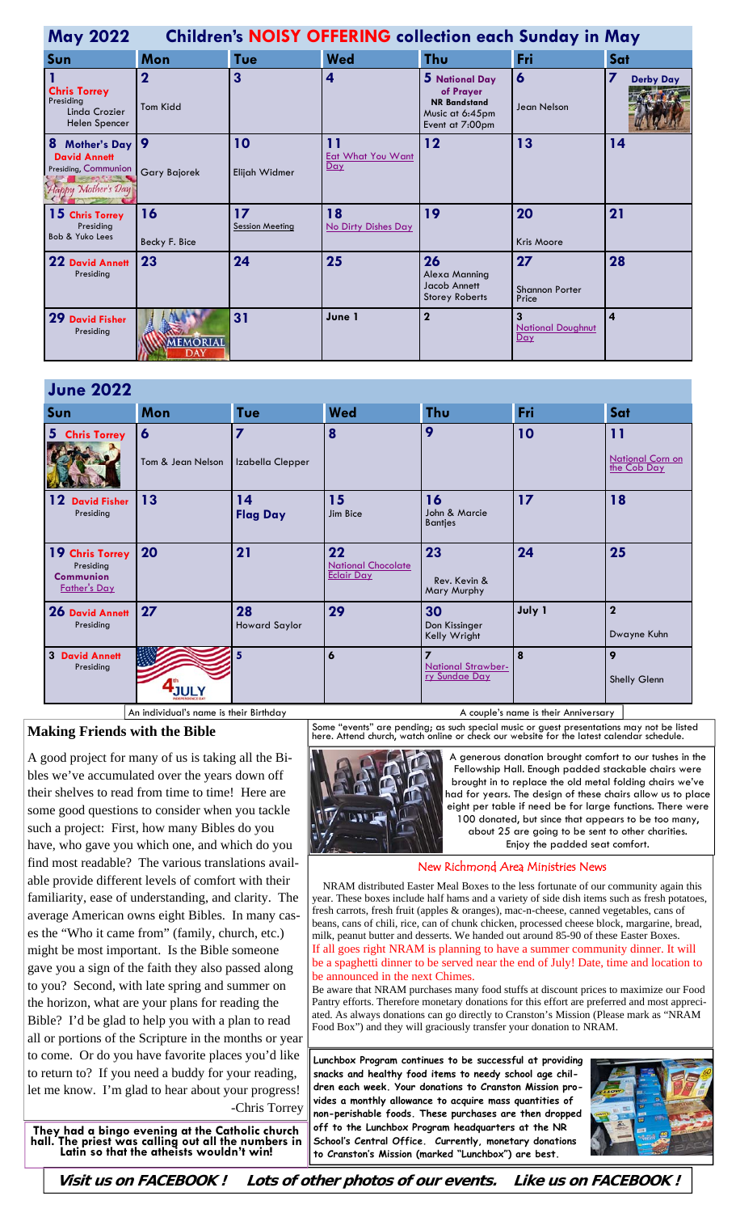## May 2022 Children's NOISY OFFERING collection each Sunday in May

| Sun | Mon | Tue | Wed | Thu | Fri | Sat |
|---|---|---|---|---|---|---|
| 1 Chris Torrey Presiding Linda Crozier Helen Spencer | 2 Tom Kidd | 3 | 4 | 5 National Day of Prayer NR Bandstand Music at 6:45pm Event at 7:00pm | 6 Jean Nelson | 7 Derby Day |
| 8 Mother's Day David Annett Presiding, Communion Happy Mother's Day | 9 Gary Bajorek | 10 Elijah Widmer | 11 Eat What You Want Day | 12 | 13 | 14 |
| 15 Chris Torrey Presiding Bob & Yuko Lees | 16 Becky F. Bice | 17 Session Meeting | 18 No Dirty Dishes Day | 19 | 20 Kris Moore | 21 |
| 22 David Annett Presiding | 23 | 24 | 25 | 26 Alexa Manning Jacob Annett Storey Roberts | 27 Shannon Porter Price | 28 |
| 29 David Fisher Presiding | Memorial Day | 31 | June 1 | 2 | 3 National Doughnut Day | 4 |

## June 2022

| Sun | Mon | Tue | Wed | Thu | Fri | Sat |
|---|---|---|---|---|---|---|
| 5 Chris Torrey | 6 Tom & Jean Nelson | 7 Izabella Clepper | 8 | 9 | 10 | 11 National Corn on the Cob Day |
| 12 David Fisher Presiding | 13 | 14 Flag Day | 15 Jim Bice | 16 John & Marcie Bantjes | 17 | 18 |
| 19 Chris Torrey Presiding Communion Father's Day | 20 | 21 | 22 National Chocolate Eclair Day | 23 Rev. Kevin & Mary Murphy | 24 | 25 |
| 26 David Annett Presiding | 27 | 28 Howard Saylor | 29 | 30 Don Kissinger Kelly Wright | July 1 | 2 Dwayne Kuhn |
| 3 David Annett Presiding | 4th July | 5 | 6 | 7 National Strawberry Sundae Day | 8 | 9 Shelly Glenn |

An individual's name is their Birthday — A couple's name is their Anniversary

Some "events" are pending; as such special music or guest presentations may not be listed here. Attend church, watch online or check our website for the latest calendar schedule.

### Making Friends with the Bible

A good project for many of us is taking all the Bibles we've accumulated over the years down off of their shelves to read from time to time! Here are some good questions to consider when you tackle such a project: First, how many Bibles do you have, who gave you which one, and which do you find most readable? The various translations available provide different levels of comfort with their familiarity, ease of understanding, and clarity. The average American owns eight Bibles. In many cases the "Who it came from" (family, church, etc.) might be most important. Is the Bible someone gave you a sign of the faith they also passed along to you? Second, with late spring and summer on the horizon, what are your plans for reading the Bible? I'd be glad to help you with a plan to read all or portions of the Scripture in the months or year to come. Or do you have favorite places you'd like to return to? If you need a buddy for your reading, let me know. I'm glad to hear about your progress!

-Chris Torrey

**They had a bingo evening at the Catholic church hall. The priest was calling out all the numbers in Latin so that the atheists wouldn't win!**

A generous donation brought comfort to our tushes in the Fellowship Hall. Enough padded stackable chairs were brought in to replace the old metal folding chairs we've had for years. The design of these chairs allow us to place eight per table if need be for large functions. There were 100 donated, but since that appears to be too many, about 25 are going to be sent to other charities. Enjoy the padded seat comfort.

### New Richmond Area Ministries News

NRAM distributed Easter Meal Boxes to the less fortunate of our community again this year. These boxes include half hams and a variety of side dish items such as fresh potatoes, fresh carrots, fresh fruit (apples & oranges), mac-n-cheese, canned vegetables, cans of beans, cans of chili, rice, can of chunk chicken, processed cheese block, margarine, bread, milk, peanut butter and desserts. We handed out around 85-90 of these Easter Boxes.

If all goes right NRAM is planning to have a summer community dinner. It will be a spaghetti dinner to be served near the end of July! Date, time and location to be announced in the next Chimes.

Be aware that NRAM purchases many food stuffs at discount prices to maximize our Food Pantry efforts. Therefore monetary donations for this effort are preferred and most appreciated. As always donations can go directly to Cranston's Mission (Please mark as "NRAM Food Box") and they will graciously transfer your donation to NRAM.

**Lunchbox Program continues to be successful at providing snacks and healthy food items to needy school age children each week. Your donations to Cranston Mission provides a monthly allowance to acquire mass quantities of non-perishable foods. These purchases are then dropped off to the Lunchbox Program headquarters at the NR School's Central Office. Currently, monetary donations to Cranston's Mission (marked "Lunchbox") are best.**

***Visit us on FACEBOOK ! Lots of other photos of our events. Like us on FACEBOOK !***